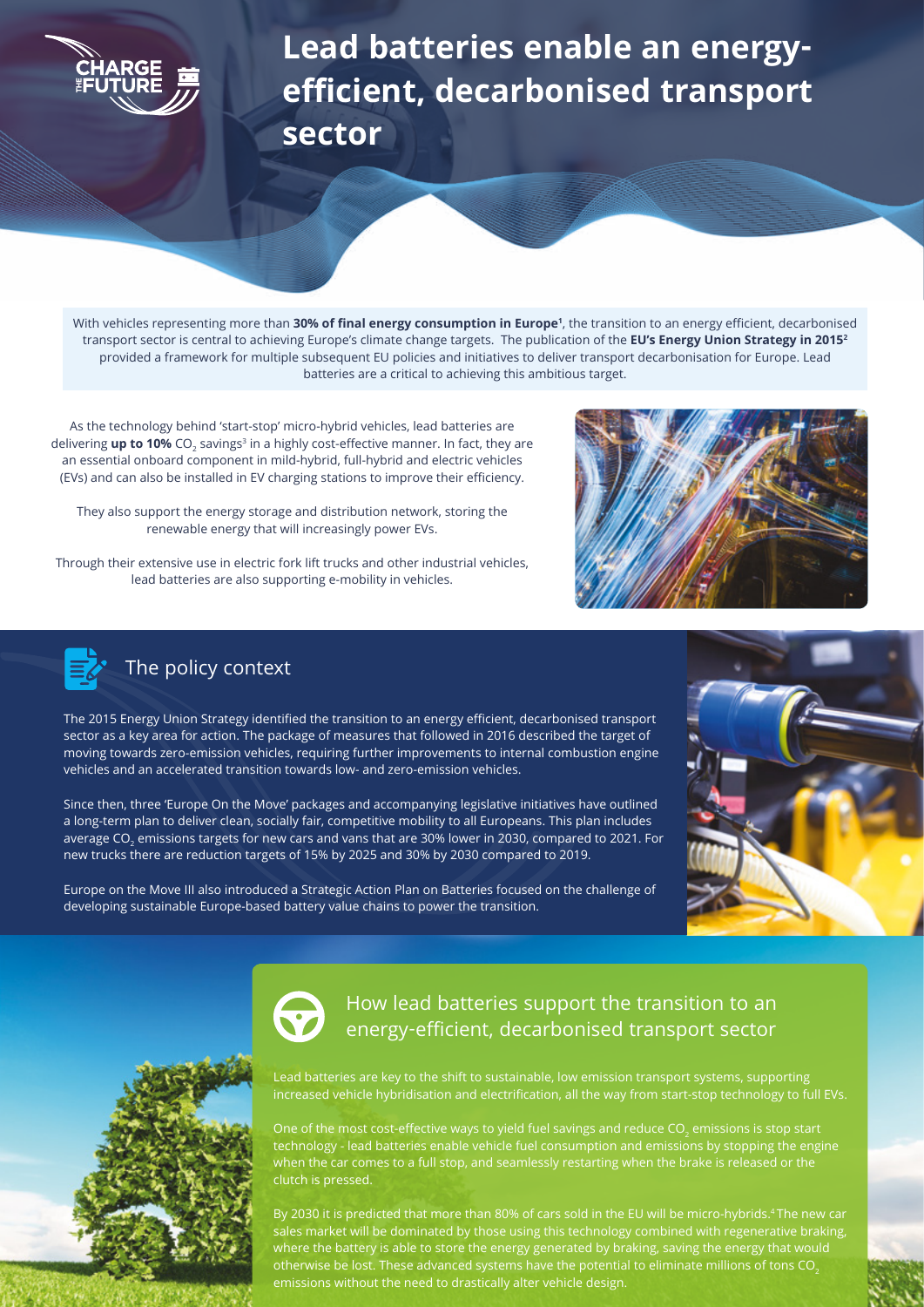# Lead batteries enable an energy-efficient, decarbonised transport sector

With vehicles representing more than **30% of final energy consumption in Europe**[1], the transition to an energy efficient, decarbonised transport sector is central to achieving Europe's climate change targets. The publication of the **EU's Energy Union Strategy in 2015**[2] provided a framework for multiple subsequent EU policies and initiatives to deliver transport decarbonisation for Europe. Lead batteries are a critical to achieving this ambitious target.

As the technology behind 'start-stop' micro-hybrid vehicles, lead batteries are delivering **up to 10%** $CO_2$ savings[3] in a highly cost-effective manner. In fact, they are an essential onboard component in mild-hybrid, full-hybrid and electric vehicles (EVs) and can also be installed in EV charging stations to improve their efficiency.

They also support the energy storage and distribution network, storing the renewable energy that will increasingly power EVs.

Through their extensive use in electric fork lift trucks and other industrial vehicles, lead batteries are also supporting e-mobility in vehicles.

## The policy context

The 2015 Energy Union Strategy identified the transition to an energy efficient, decarbonised transport sector as a key area for action. The package of measures that followed in 2016 described the target of moving towards zero-emission vehicles, requiring further improvements to internal combustion engine vehicles and an accelerated transition towards low- and zero-emission vehicles.

Since then, three 'Europe On the Move' packages and accompanying legislative initiatives have outlined a long-term plan to deliver clean, socially fair, competitive mobility to all Europeans. This plan includes average $CO_2$ emissions targets for new cars and vans that are 30% lower in 2030, compared to 2021. For new trucks there are reduction targets of 15% by 2025 and 30% by 2030 compared to 2019.

Europe on the Move III also introduced a Strategic Action Plan on Batteries focused on the challenge of developing sustainable Europe-based battery value chains to power the transition.

## How lead batteries support the transition to an energy-efficient, decarbonised transport sector

Lead batteries are key to the shift to sustainable, low emission transport systems, supporting increased vehicle hybridisation and electrification, all the way from start-stop technology to full EVs.

One of the most cost-effective ways to yield fuel savings and reduce $CO_2$ emissions is stop start technology - lead batteries enable vehicle fuel consumption and emissions by stopping the engine when the car comes to a full stop, and seamlessly restarting when the brake is released or the clutch is pressed.

By 2030 it is predicted that more than 80% of cars sold in the EU will be micro-hybrids.[4] The new car sales market will be dominated by those using this technology combined with regenerative braking, where the battery is able to store the energy generated by braking, saving the energy that would otherwise be lost. These advanced systems have the potential to eliminate millions of tons $CO_2$ emissions without the need to drastically alter vehicle design.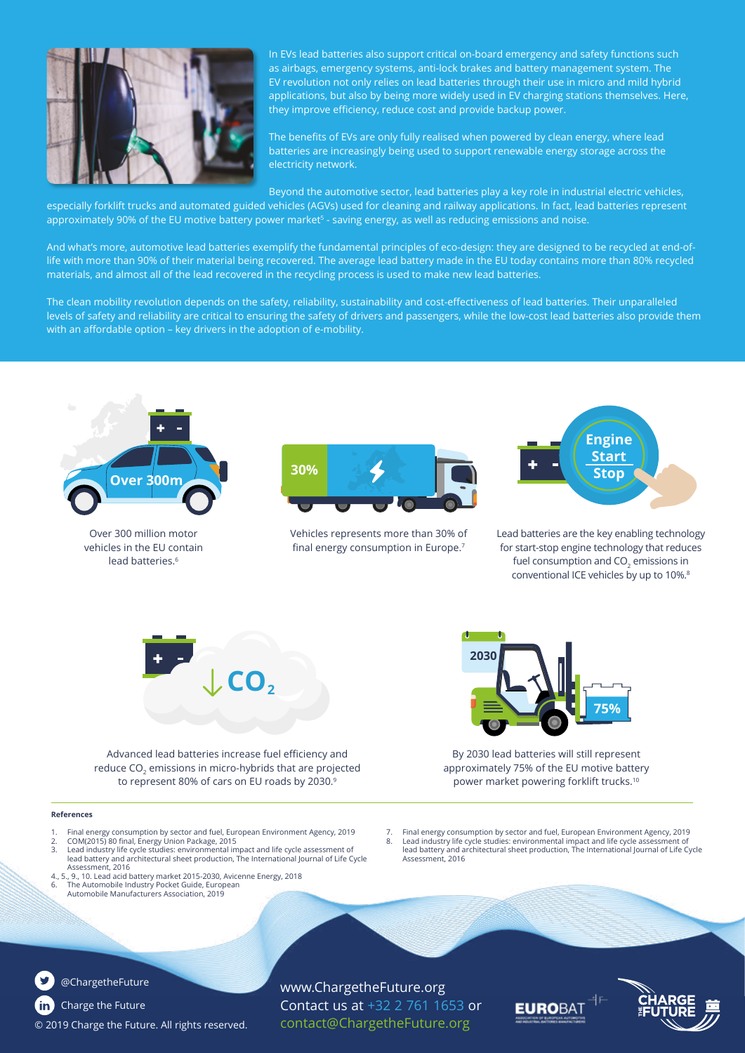In EVs lead batteries also support critical on-board emergency and safety functions such as airbags, emergency systems, anti-lock brakes and battery management system. The EV revolution not only relies on lead batteries through their use in micro and mild hybrid applications, but also by being more widely used in EV charging stations themselves. Here, they improve efficiency, reduce cost and provide backup power.

The benefits of EVs are only fully realised when powered by clean energy, where lead batteries are increasingly being used to support renewable energy storage across the electricity network.

Beyond the automotive sector, lead batteries play a key role in industrial electric vehicles, especially forklift trucks and automated guided vehicles (AGVs) used for cleaning and railway applications. In fact, lead batteries represent approximately 90% of the EU motive battery power market[5] - saving energy, as well as reducing emissions and noise.

And what's more, automotive lead batteries exemplify the fundamental principles of eco-design: they are designed to be recycled at end-of-life with more than 90% of their material being recovered. The average lead battery made in the EU today contains more than 80% recycled materials, and almost all of the lead recovered in the recycling process is used to make new lead batteries.

The clean mobility revolution depends on the safety, reliability, sustainability and cost-effectiveness of lead batteries. Their unparalleled levels of safety and reliability are critical to ensuring the safety of drivers and passengers, while the low-cost lead batteries also provide them with an affordable option – key drivers in the adoption of e-mobility.

Over 300m

Over 300 million motor vehicles in the EU contain lead batteries.[6]

30%

Vehicles represents more than 30% of final energy consumption in Europe.[7]

Engine Start Stop

Lead batteries are the key enabling technology for start-stop engine technology that reduces fuel consumption and $CO_2$ emissions in conventional ICE vehicles by up to 10%.[8]

↓ $CO_2$

Advanced lead batteries increase fuel efficiency and reduce $CO_2$ emissions in micro-hybrids that are projected to represent 80% of cars on EU roads by 2030.[9]

2030

75%

By 2030 lead batteries will still represent approximately 75% of the EU motive battery power market powering forklift trucks.[10]

**References**

1. Final energy consumption by sector and fuel, European Environment Agency, 2019
2. COM(2015) 80 final, Energy Union Package, 2015
3. Lead industry life cycle studies: environmental impact and life cycle assessment of lead battery and architectural sheet production, The International Journal of Life Cycle Assessment, 2016

4., 5., 9., 10. Lead acid battery market 2015-2030, Avicenne Energy, 2018

6. The Automobile Industry Pocket Guide, European Automobile Manufacturers Association, 2019
7. Final energy consumption by sector and fuel, European Environment Agency, 2019
8. Lead industry life cycle studies: environmental impact and life cycle assessment of lead battery and architectural sheet production, The International Journal of Life Cycle Assessment, 2016

@ChargetheFuture

Charge the Future

© 2019 Charge the Future. All rights reserved.

www.ChargetheFuture.org
Contact us at +32 2 761 1653 or contact@ChargetheFuture.org

EUROBAT

CHARGE THE FUTURE